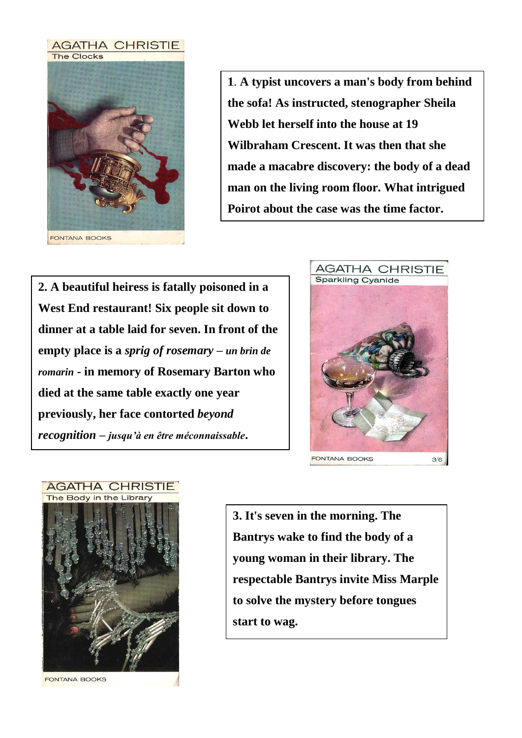AGATHA CHRISTIE
The Clocks

FONTANA BOOKS

**1. A typist uncovers a man's body from behind the sofa! As instructed, stenographer Sheila Webb let herself into the house at 19 Wilbraham Crescent. It was then that she made a macabre discovery: the body of a dead man on the living room floor. What intrigued Poirot about the case was the time factor.**

**2. A beautiful heiress is fatally poisoned in a West End restaurant! Six people sit down to dinner at a table laid for seven. In front of the empty place is a *sprig of rosemary* – *un brin de romarin* - in memory of Rosemary Barton who died at the same table exactly one year previously, her face contorted *beyond recognition* – *jusqu'à en être méconnaissable*.**

AGATHA CHRISTIE
Sparkling Cyanide

FONTANA BOOKS 3/6

AGATHA CHRISTIE
The Body in the Library

FONTANA BOOKS

**3. It's seven in the morning. The Bantrys wake to find the body of a young woman in their library. The respectable Bantrys invite Miss Marple to solve the mystery before tongues start to wag.**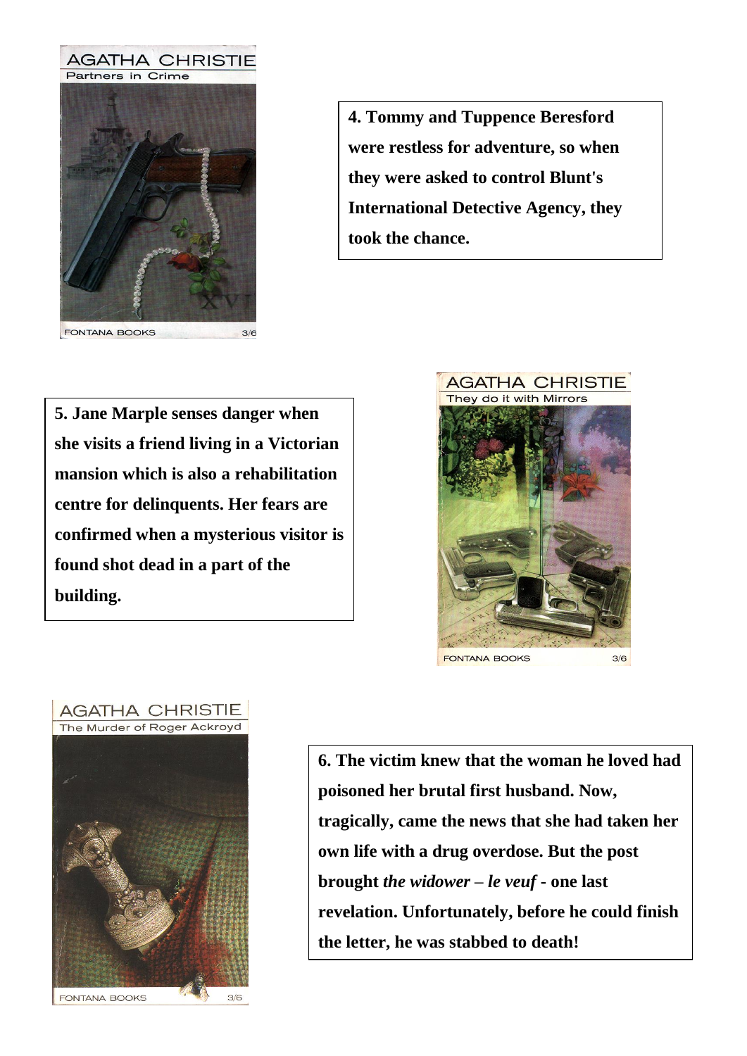**4. Tommy and Tuppence Beresford were restless for adventure, so when they were asked to control Blunt's International Detective Agency, they took the chance.**

**5. Jane Marple senses danger when she visits a friend living in a Victorian mansion which is also a rehabilitation centre for delinquents. Her fears are confirmed when a mysterious visitor is found shot dead in a part of the building.**

**6. The victim knew that the woman he loved had poisoned her brutal first husband. Now, tragically, came the news that she had taken her own life with a drug overdose. But the post brought *the widower – le veuf* - one last revelation. Unfortunately, before he could finish the letter, he was stabbed to death!**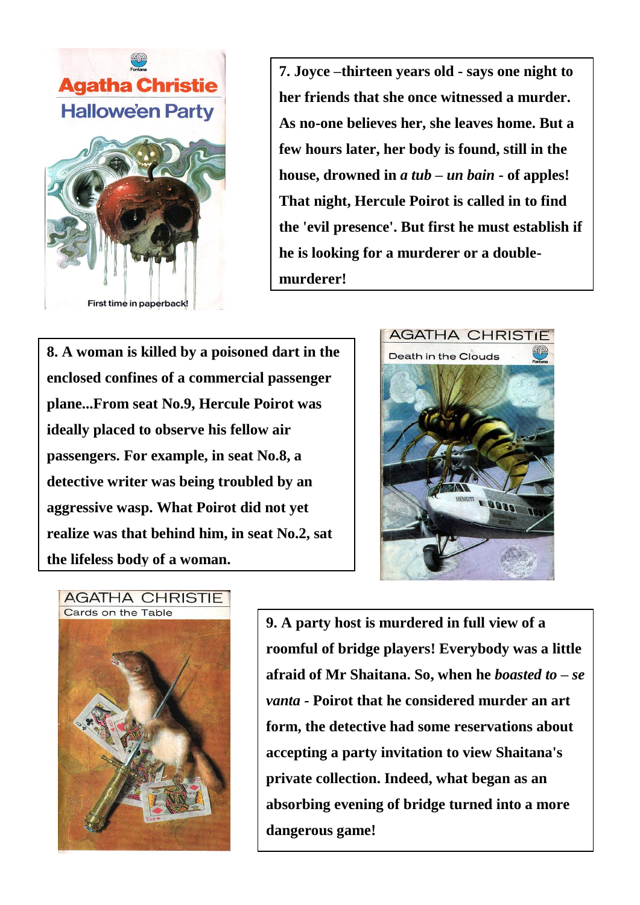**7. Joyce –thirteen years old - says one night to her friends that she once witnessed a murder. As no-one believes her, she leaves home. But a few hours later, her body is found, still in the house, drowned in *a tub – un bain* - of apples! That night, Hercule Poirot is called in to find the 'evil presence'. But first he must establish if he is looking for a murderer or a double-murderer!**

**8. A woman is killed by a poisoned dart in the enclosed confines of a commercial passenger plane...From seat No.9, Hercule Poirot was ideally placed to observe his fellow air passengers. For example, in seat No.8, a detective writer was being troubled by an aggressive wasp. What Poirot did not yet realize was that behind him, in seat No.2, sat the lifeless body of a woman.**

**9. A party host is murdered in full view of a roomful of bridge players! Everybody was a little afraid of Mr Shaitana. So, when he *boasted to – se vanta* - Poirot that he considered murder an art form, the detective had some reservations about accepting a party invitation to view Shaitana's private collection. Indeed, what began as an absorbing evening of bridge turned into a more dangerous game!**